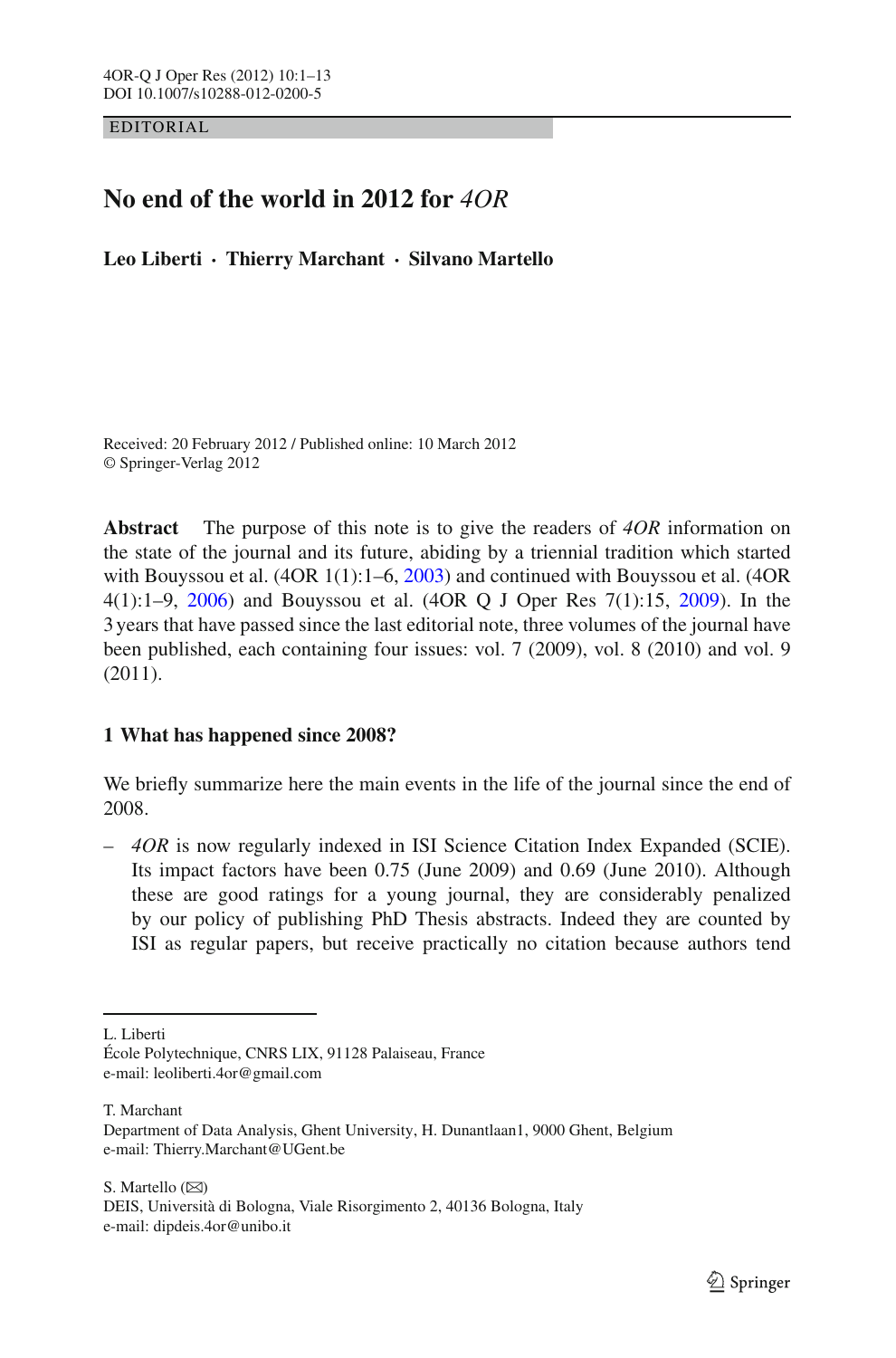EDITORIAL

# No end of the world in 2012 for *4OR*

**Leo Liberti · Thierry Marchant · Silvano Martello**

Received: 20 February 2012 / Published online: 10 March 2012
© Springer-Verlag 2012

**Abstract** The purpose of this note is to give the readers of *4OR* information on the state of the journal and its future, abiding by a triennial tradition which started with Bouyssou et al. (4OR 1(1):1–6, 2003) and continued with Bouyssou et al. (4OR 4(1):1–9, 2006) and Bouyssou et al. (4OR Q J Oper Res 7(1):15, 2009). In the 3 years that have passed since the last editorial note, three volumes of the journal have been published, each containing four issues: vol. 7 (2009), vol. 8 (2010) and vol. 9 (2011).

## 1 What has happened since 2008?

We briefly summarize here the main events in the life of the journal since the end of 2008.

– *4OR* is now regularly indexed in ISI Science Citation Index Expanded (SCIE). Its impact factors have been 0.75 (June 2009) and 0.69 (June 2010). Although these are good ratings for a young journal, they are considerably penalized by our policy of publishing PhD Thesis abstracts. Indeed they are counted by ISI as regular papers, but receive practically no citation because authors tend

---

L. Liberti
École Polytechnique, CNRS LIX, 91128 Palaiseau, France
e-mail: leoliberti.4or@gmail.com

T. Marchant
Department of Data Analysis, Ghent University, H. Dunantlaan1, 9000 Ghent, Belgium
e-mail: Thierry.Marchant@UGent.be

S. Martello (✉)
DEIS, Università di Bologna, Viale Risorgimento 2, 40136 Bologna, Italy
e-mail: dipdeis.4or@unibo.it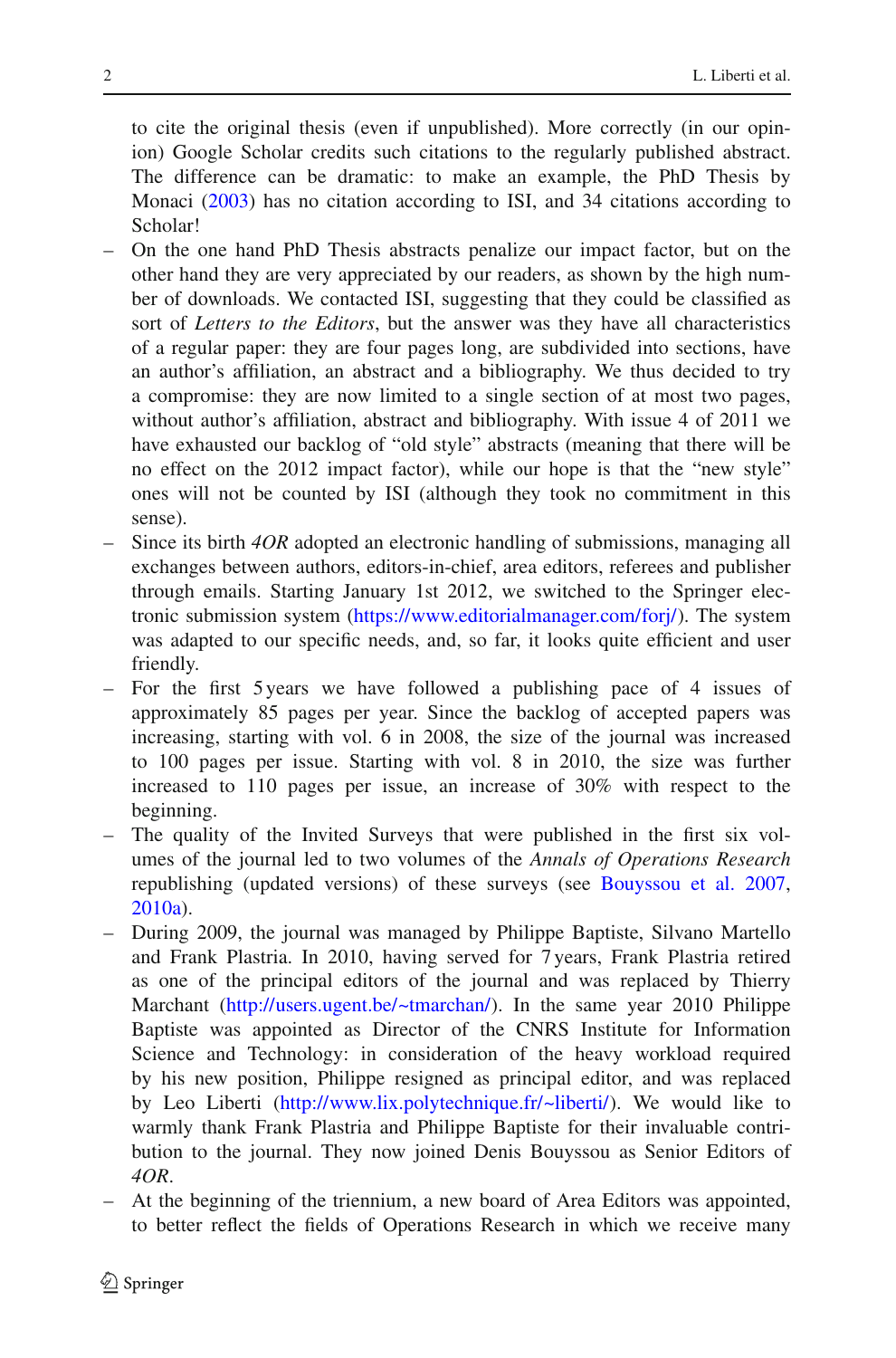to cite the original thesis (even if unpublished). More correctly (in our opinion) Google Scholar credits such citations to the regularly published abstract. The difference can be dramatic: to make an example, the PhD Thesis by Monaci (2003) has no citation according to ISI, and 34 citations according to Scholar!

- On the one hand PhD Thesis abstracts penalize our impact factor, but on the other hand they are very appreciated by our readers, as shown by the high number of downloads. We contacted ISI, suggesting that they could be classified as sort of *Letters to the Editors*, but the answer was they have all characteristics of a regular paper: they are four pages long, are subdivided into sections, have an author's affiliation, an abstract and a bibliography. We thus decided to try a compromise: they are now limited to a single section of at most two pages, without author's affiliation, abstract and bibliography. With issue 4 of 2011 we have exhausted our backlog of "old style" abstracts (meaning that there will be no effect on the 2012 impact factor), while our hope is that the "new style" ones will not be counted by ISI (although they took no commitment in this sense).
- Since its birth *4OR* adopted an electronic handling of submissions, managing all exchanges between authors, editors-in-chief, area editors, referees and publisher through emails. Starting January 1st 2012, we switched to the Springer electronic submission system (https://www.editorialmanager.com/forj/). The system was adapted to our specific needs, and, so far, it looks quite efficient and user friendly.
- For the first 5 years we have followed a publishing pace of 4 issues of approximately 85 pages per year. Since the backlog of accepted papers was increasing, starting with vol. 6 in 2008, the size of the journal was increased to 100 pages per issue. Starting with vol. 8 in 2010, the size was further increased to 110 pages per issue, an increase of 30% with respect to the beginning.
- The quality of the Invited Surveys that were published in the first six volumes of the journal led to two volumes of the *Annals of Operations Research* republishing (updated versions) of these surveys (see Bouyssou et al. 2007, 2010a).
- During 2009, the journal was managed by Philippe Baptiste, Silvano Martello and Frank Plastria. In 2010, having served for 7 years, Frank Plastria retired as one of the principal editors of the journal and was replaced by Thierry Marchant (http://users.ugent.be/~tmarchan/). In the same year 2010 Philippe Baptiste was appointed as Director of the CNRS Institute for Information Science and Technology: in consideration of the heavy workload required by his new position, Philippe resigned as principal editor, and was replaced by Leo Liberti (http://www.lix.polytechnique.fr/~liberti/). We would like to warmly thank Frank Plastria and Philippe Baptiste for their invaluable contribution to the journal. They now joined Denis Bouyssou as Senior Editors of *4OR*.
- At the beginning of the triennium, a new board of Area Editors was appointed, to better reflect the fields of Operations Research in which we receive many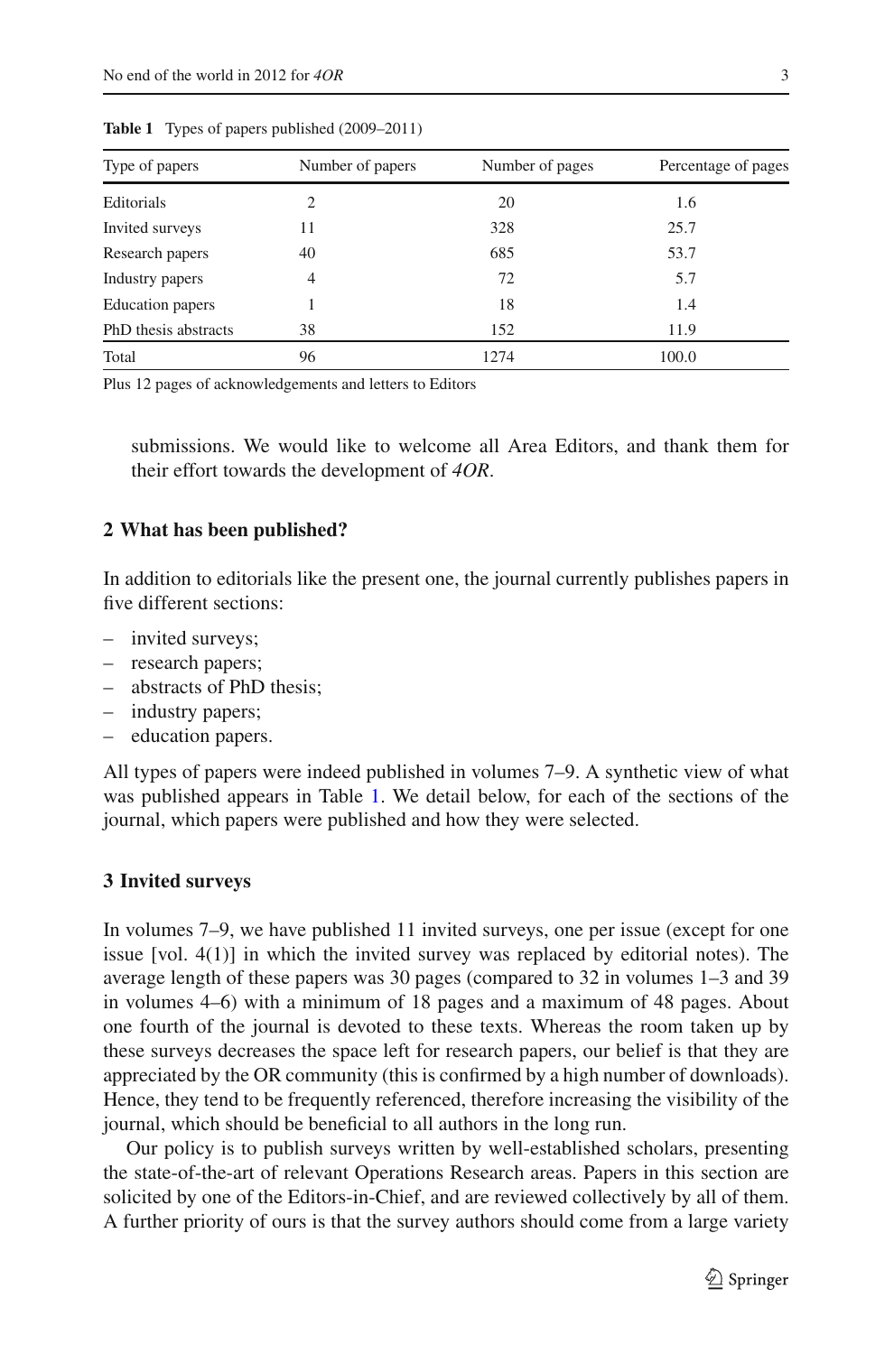**Table 1** Types of papers published (2009–2011)

| Type of papers | Number of papers | Number of pages | Percentage of pages |
|---|---|---|---|
| Editorials | 2 | 20 | 1.6 |
| Invited surveys | 11 | 328 | 25.7 |
| Research papers | 40 | 685 | 53.7 |
| Industry papers | 4 | 72 | 5.7 |
| Education papers | 1 | 18 | 1.4 |
| PhD thesis abstracts | 38 | 152 | 11.9 |
| Total | 96 | 1274 | 100.0 |

Plus 12 pages of acknowledgements and letters to Editors

submissions. We would like to welcome all Area Editors, and thank them for their effort towards the development of *4OR*.

## 2 What has been published?

In addition to editorials like the present one, the journal currently publishes papers in five different sections:

- invited surveys;
- research papers;
- abstracts of PhD thesis;
- industry papers;
- education papers.

All types of papers were indeed published in volumes 7–9. A synthetic view of what was published appears in Table 1. We detail below, for each of the sections of the journal, which papers were published and how they were selected.

## 3 Invited surveys

In volumes 7–9, we have published 11 invited surveys, one per issue (except for one issue [vol. 4(1)] in which the invited survey was replaced by editorial notes). The average length of these papers was 30 pages (compared to 32 in volumes 1–3 and 39 in volumes 4–6) with a minimum of 18 pages and a maximum of 48 pages. About one fourth of the journal is devoted to these texts. Whereas the room taken up by these surveys decreases the space left for research papers, our belief is that they are appreciated by the OR community (this is confirmed by a high number of downloads). Hence, they tend to be frequently referenced, therefore increasing the visibility of the journal, which should be beneficial to all authors in the long run.

Our policy is to publish surveys written by well-established scholars, presenting the state-of-the-art of relevant Operations Research areas. Papers in this section are solicited by one of the Editors-in-Chief, and are reviewed collectively by all of them. A further priority of ours is that the survey authors should come from a large variety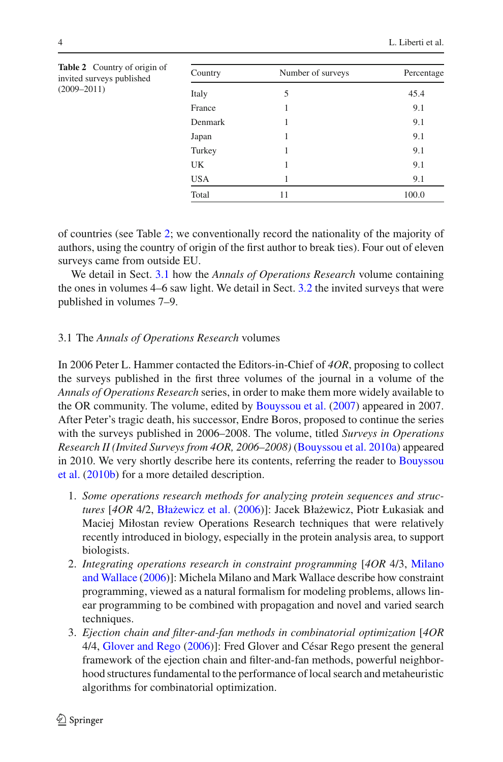**Table 2** Country of origin of invited surveys published (2009–2011)

| Country | Number of surveys | Percentage |
|---|---|---|
| Italy | 5 | 45.4 |
| France | 1 | 9.1 |
| Denmark | 1 | 9.1 |
| Japan | 1 | 9.1 |
| Turkey | 1 | 9.1 |
| UK | 1 | 9.1 |
| USA | 1 | 9.1 |
| Total | 11 | 100.0 |

of countries (see Table 2; we conventionally record the nationality of the majority of authors, using the country of origin of the first author to break ties). Four out of eleven surveys came from outside EU.

We detail in Sect. 3.1 how the *Annals of Operations Research* volume containing the ones in volumes 4–6 saw light. We detail in Sect. 3.2 the invited surveys that were published in volumes 7–9.

### 3.1 The *Annals of Operations Research* volumes

In 2006 Peter L. Hammer contacted the Editors-in-Chief of *4OR*, proposing to collect the surveys published in the first three volumes of the journal in a volume of the *Annals of Operations Research* series, in order to make them more widely available to the OR community. The volume, edited by Bouyssou et al. (2007) appeared in 2007. After Peter's tragic death, his successor, Endre Boros, proposed to continue the series with the surveys published in 2006–2008. The volume, titled *Surveys in Operations Research II (Invited Surveys from 4OR, 2006–2008)* (Bouyssou et al. 2010a) appeared in 2010. We very shortly describe here its contents, referring the reader to Bouyssou et al. (2010b) for a more detailed description.

1. *Some operations research methods for analyzing protein sequences and structures* [*4OR* 4/2, Błażewicz et al. (2006)]: Jacek Błażewicz, Piotr Łukasiak and Maciej Miłostan review Operations Research techniques that were relatively recently introduced in biology, especially in the protein analysis area, to support biologists.
2. *Integrating operations research in constraint programming* [*4OR* 4/3, Milano and Wallace (2006)]: Michela Milano and Mark Wallace describe how constraint programming, viewed as a natural formalism for modeling problems, allows linear programming to be combined with propagation and novel and varied search techniques.
3. *Ejection chain and filter-and-fan methods in combinatorial optimization* [*4OR* 4/4, Glover and Rego (2006)]: Fred Glover and César Rego present the general framework of the ejection chain and filter-and-fan methods, powerful neighborhood structures fundamental to the performance of local search and metaheuristic algorithms for combinatorial optimization.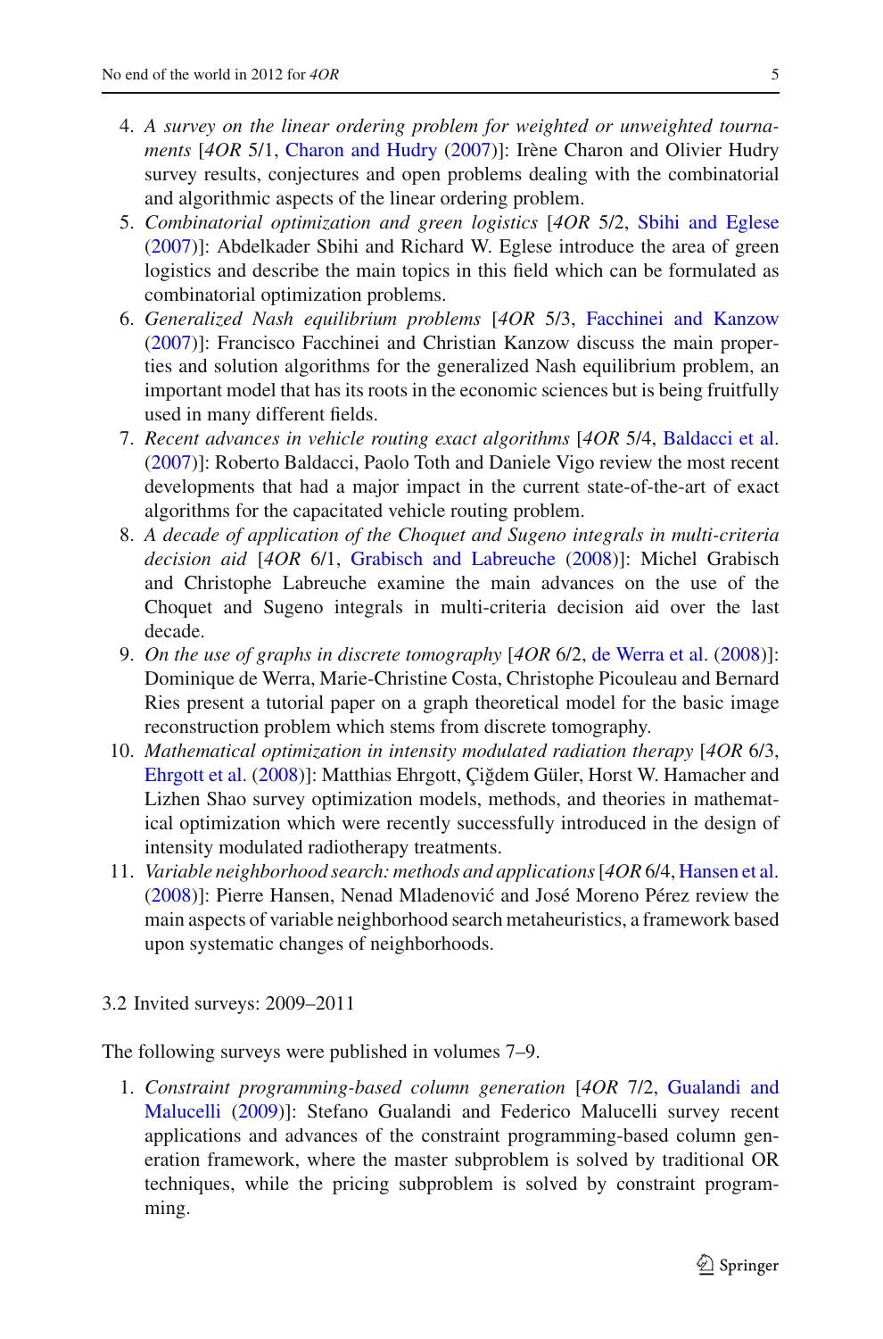4. *A survey on the linear ordering problem for weighted or unweighted tournaments* [*4OR* 5/1, Charon and Hudry (2007)]: Irène Charon and Olivier Hudry survey results, conjectures and open problems dealing with the combinatorial and algorithmic aspects of the linear ordering problem.
5. *Combinatorial optimization and green logistics* [*4OR* 5/2, Sbihi and Eglese (2007)]: Abdelkader Sbihi and Richard W. Eglese introduce the area of green logistics and describe the main topics in this field which can be formulated as combinatorial optimization problems.
6. *Generalized Nash equilibrium problems* [*4OR* 5/3, Facchinei and Kanzow (2007)]: Francisco Facchinei and Christian Kanzow discuss the main properties and solution algorithms for the generalized Nash equilibrium problem, an important model that has its roots in the economic sciences but is being fruitfully used in many different fields.
7. *Recent advances in vehicle routing exact algorithms* [*4OR* 5/4, Baldacci et al. (2007)]: Roberto Baldacci, Paolo Toth and Daniele Vigo review the most recent developments that had a major impact in the current state-of-the-art of exact algorithms for the capacitated vehicle routing problem.
8. *A decade of application of the Choquet and Sugeno integrals in multi-criteria decision aid* [*4OR* 6/1, Grabisch and Labreuche (2008)]: Michel Grabisch and Christophe Labreuche examine the main advances on the use of the Choquet and Sugeno integrals in multi-criteria decision aid over the last decade.
9. *On the use of graphs in discrete tomography* [*4OR* 6/2, de Werra et al. (2008)]: Dominique de Werra, Marie-Christine Costa, Christophe Picouleau and Bernard Ries present a tutorial paper on a graph theoretical model for the basic image reconstruction problem which stems from discrete tomography.
10. *Mathematical optimization in intensity modulated radiation therapy* [*4OR* 6/3, Ehrgott et al. (2008)]: Matthias Ehrgott, Çiğdem Güler, Horst W. Hamacher and Lizhen Shao survey optimization models, methods, and theories in mathematical optimization which were recently successfully introduced in the design of intensity modulated radiotherapy treatments.
11. *Variable neighborhood search: methods and applications* [*4OR* 6/4, Hansen et al. (2008)]: Pierre Hansen, Nenad Mladenović and José Moreno Pérez review the main aspects of variable neighborhood search metaheuristics, a framework based upon systematic changes of neighborhoods.

### 3.2 Invited surveys: 2009–2011

The following surveys were published in volumes 7–9.

1. *Constraint programming-based column generation* [*4OR* 7/2, Gualandi and Malucelli (2009)]: Stefano Gualandi and Federico Malucelli survey recent applications and advances of the constraint programming-based column generation framework, where the master subproblem is solved by traditional OR techniques, while the pricing subproblem is solved by constraint programming.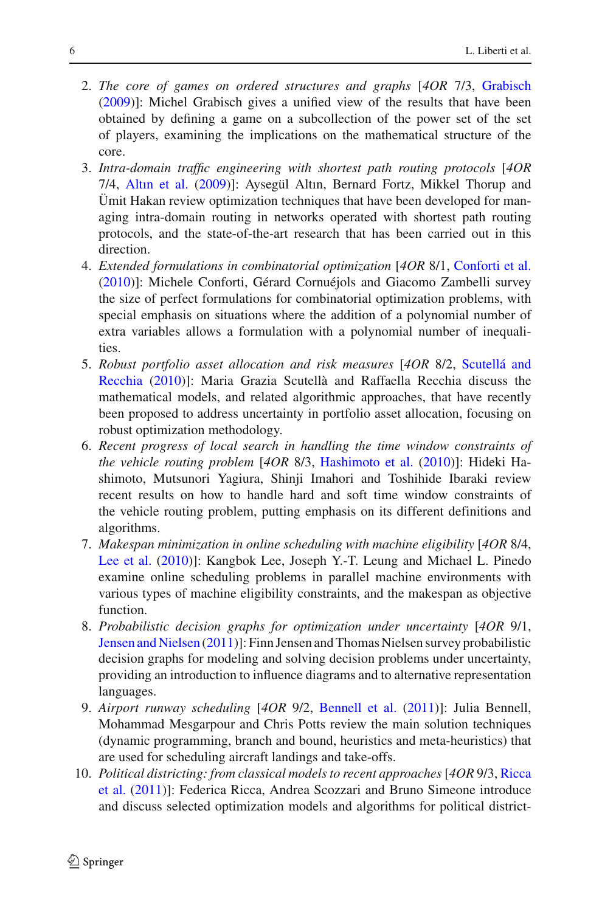2. *The core of games on ordered structures and graphs* [*4OR* 7/3, Grabisch (2009)]: Michel Grabisch gives a unified view of the results that have been obtained by defining a game on a subcollection of the power set of the set of players, examining the implications on the mathematical structure of the core.
3. *Intra-domain traffic engineering with shortest path routing protocols* [*4OR* 7/4, Altın et al. (2009)]: Aysegül Altın, Bernard Fortz, Mikkel Thorup and Ümit Hakan review optimization techniques that have been developed for managing intra-domain routing in networks operated with shortest path routing protocols, and the state-of-the-art research that has been carried out in this direction.
4. *Extended formulations in combinatorial optimization* [*4OR* 8/1, Conforti et al. (2010)]: Michele Conforti, Gérard Cornuéjols and Giacomo Zambelli survey the size of perfect formulations for combinatorial optimization problems, with special emphasis on situations where the addition of a polynomial number of extra variables allows a formulation with a polynomial number of inequalities.
5. *Robust portfolio asset allocation and risk measures* [*4OR* 8/2, Scutellá and Recchia (2010)]: Maria Grazia Scutellà and Raffaella Recchia discuss the mathematical models, and related algorithmic approaches, that have recently been proposed to address uncertainty in portfolio asset allocation, focusing on robust optimization methodology.
6. *Recent progress of local search in handling the time window constraints of the vehicle routing problem* [*4OR* 8/3, Hashimoto et al. (2010)]: Hideki Hashimoto, Mutsunori Yagiura, Shinji Imahori and Toshihide Ibaraki review recent results on how to handle hard and soft time window constraints of the vehicle routing problem, putting emphasis on its different definitions and algorithms.
7. *Makespan minimization in online scheduling with machine eligibility* [*4OR* 8/4, Lee et al. (2010)]: Kangbok Lee, Joseph Y.-T. Leung and Michael L. Pinedo examine online scheduling problems in parallel machine environments with various types of machine eligibility constraints, and the makespan as objective function.
8. *Probabilistic decision graphs for optimization under uncertainty* [*4OR* 9/1, Jensen and Nielsen (2011)]: Finn Jensen and Thomas Nielsen survey probabilistic decision graphs for modeling and solving decision problems under uncertainty, providing an introduction to influence diagrams and to alternative representation languages.
9. *Airport runway scheduling* [*4OR* 9/2, Bennell et al. (2011)]: Julia Bennell, Mohammad Mesgarpour and Chris Potts review the main solution techniques (dynamic programming, branch and bound, heuristics and meta-heuristics) that are used for scheduling aircraft landings and take-offs.
10. *Political districting: from classical models to recent approaches* [*4OR* 9/3, Ricca et al. (2011)]: Federica Ricca, Andrea Scozzari and Bruno Simeone introduce and discuss selected optimization models and algorithms for political district-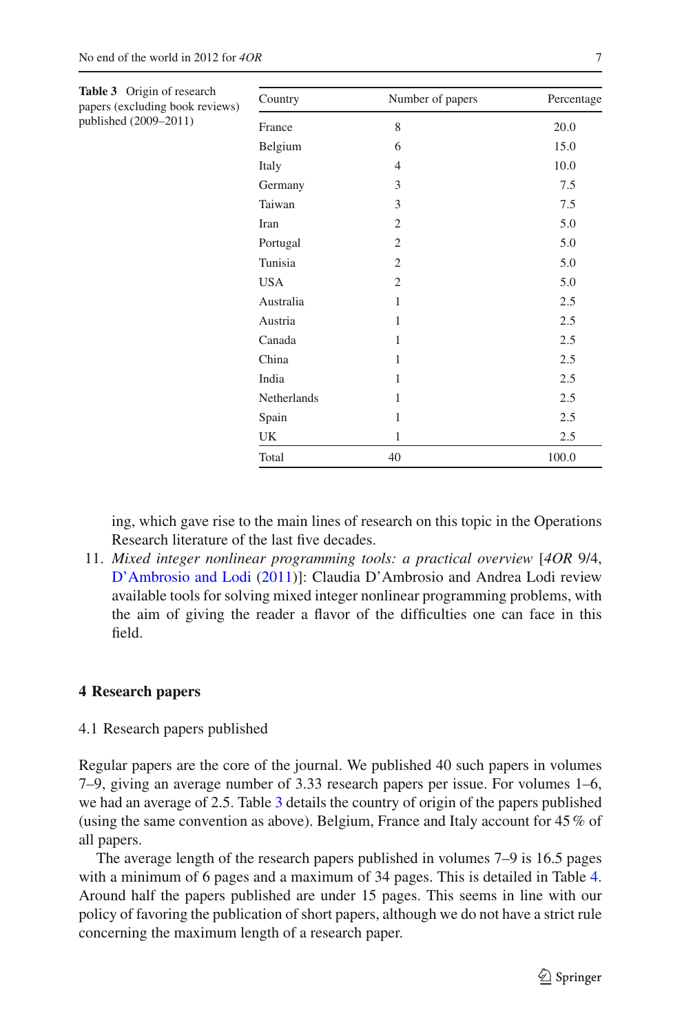**Table 3** Origin of research papers (excluding book reviews) published (2009–2011)

| Country | Number of papers | Percentage |
|---|---|---|
| France | 8 | 20.0 |
| Belgium | 6 | 15.0 |
| Italy | 4 | 10.0 |
| Germany | 3 | 7.5 |
| Taiwan | 3 | 7.5 |
| Iran | 2 | 5.0 |
| Portugal | 2 | 5.0 |
| Tunisia | 2 | 5.0 |
| USA | 2 | 5.0 |
| Australia | 1 | 2.5 |
| Austria | 1 | 2.5 |
| Canada | 1 | 2.5 |
| China | 1 | 2.5 |
| India | 1 | 2.5 |
| Netherlands | 1 | 2.5 |
| Spain | 1 | 2.5 |
| UK | 1 | 2.5 |
| Total | 40 | 100.0 |

ing, which gave rise to the main lines of research on this topic in the Operations Research literature of the last five decades.

11. *Mixed integer nonlinear programming tools: a practical overview* [*4OR* 9/4, D'Ambrosio and Lodi (2011)]: Claudia D'Ambrosio and Andrea Lodi review available tools for solving mixed integer nonlinear programming problems, with the aim of giving the reader a flavor of the difficulties one can face in this field.

## 4 Research papers

### 4.1 Research papers published

Regular papers are the core of the journal. We published 40 such papers in volumes 7–9, giving an average number of 3.33 research papers per issue. For volumes 1–6, we had an average of 2.5. Table 3 details the country of origin of the papers published (using the same convention as above). Belgium, France and Italy account for 45 % of all papers.

The average length of the research papers published in volumes 7–9 is 16.5 pages with a minimum of 6 pages and a maximum of 34 pages. This is detailed in Table 4. Around half the papers published are under 15 pages. This seems in line with our policy of favoring the publication of short papers, although we do not have a strict rule concerning the maximum length of a research paper.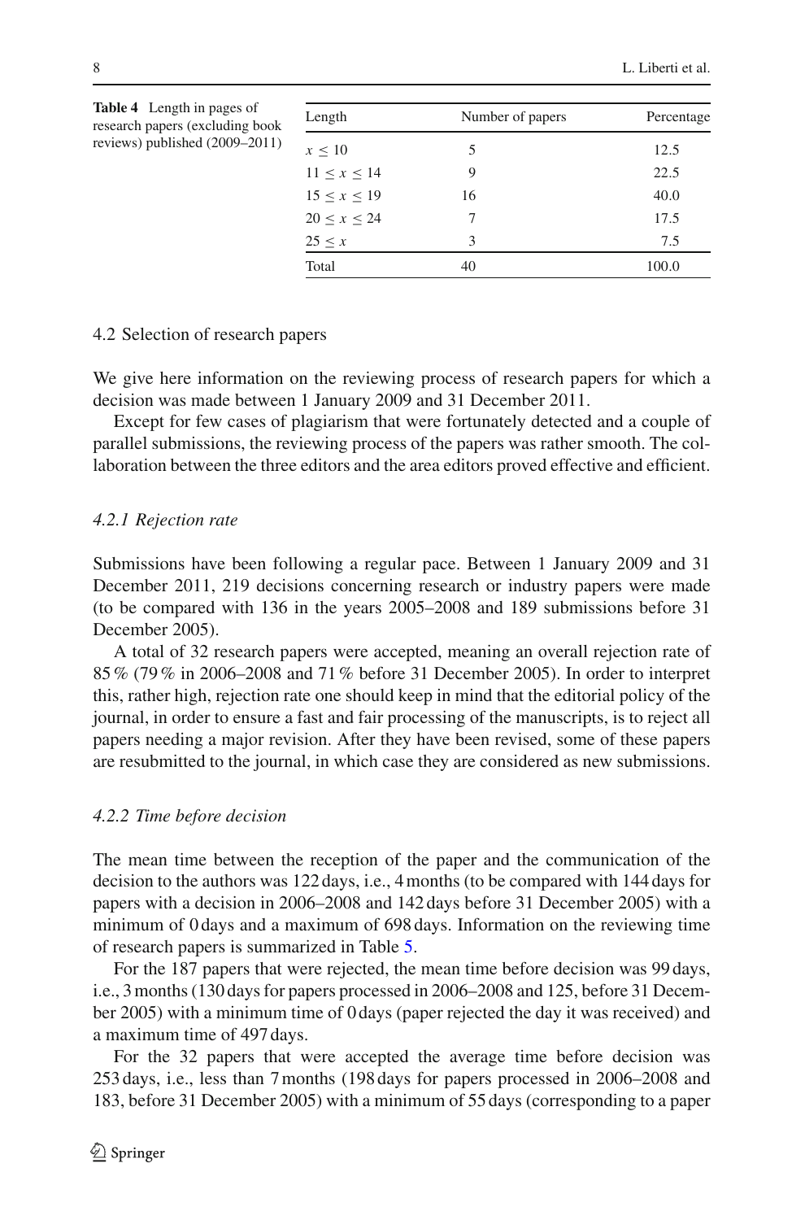**Table 4** Length in pages of research papers (excluding book reviews) published (2009–2011)

| Length | Number of papers | Percentage |
|---|---|---|
| $x \leq 10$ | 5 | 12.5 |
| $11 \leq x \leq 14$ | 9 | 22.5 |
| $15 \leq x \leq 19$ | 16 | 40.0 |
| $20 \leq x \leq 24$ | 7 | 17.5 |
| $25 \leq x$ | 3 | 7.5 |
| Total | 40 | 100.0 |

## 4.2 Selection of research papers

We give here information on the reviewing process of research papers for which a decision was made between 1 January 2009 and 31 December 2011.

Except for few cases of plagiarism that were fortunately detected and a couple of parallel submissions, the reviewing process of the papers was rather smooth. The collaboration between the three editors and the area editors proved effective and efficient.

### *4.2.1 Rejection rate*

Submissions have been following a regular pace. Between 1 January 2009 and 31 December 2011, 219 decisions concerning research or industry papers were made (to be compared with 136 in the years 2005–2008 and 189 submissions before 31 December 2005).

A total of 32 research papers were accepted, meaning an overall rejection rate of 85 % (79 % in 2006–2008 and 71 % before 31 December 2005). In order to interpret this, rather high, rejection rate one should keep in mind that the editorial policy of the journal, in order to ensure a fast and fair processing of the manuscripts, is to reject all papers needing a major revision. After they have been revised, some of these papers are resubmitted to the journal, in which case they are considered as new submissions.

### *4.2.2 Time before decision*

The mean time between the reception of the paper and the communication of the decision to the authors was 122 days, i.e., 4 months (to be compared with 144 days for papers with a decision in 2006–2008 and 142 days before 31 December 2005) with a minimum of 0 days and a maximum of 698 days. Information on the reviewing time of research papers is summarized in Table 5.

For the 187 papers that were rejected, the mean time before decision was 99 days, i.e., 3 months (130 days for papers processed in 2006–2008 and 125, before 31 December 2005) with a minimum time of 0 days (paper rejected the day it was received) and a maximum time of 497 days.

For the 32 papers that were accepted the average time before decision was 253 days, i.e., less than 7 months (198 days for papers processed in 2006–2008 and 183, before 31 December 2005) with a minimum of 55 days (corresponding to a paper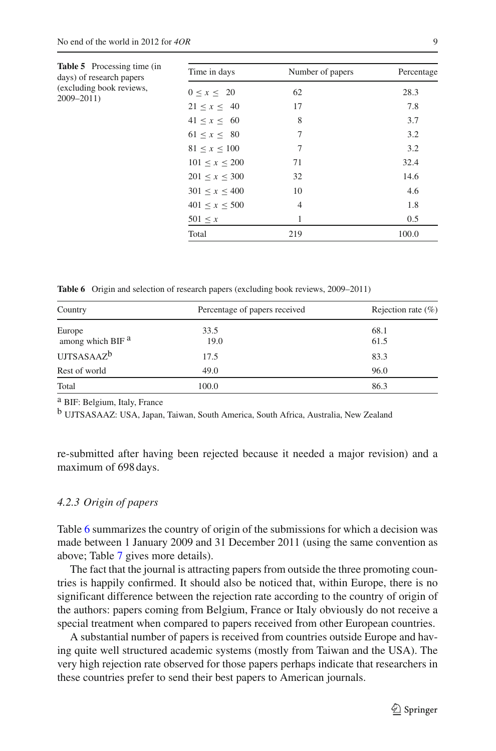**Table 5** Processing time (in days) of research papers (excluding book reviews, 2009–2011)

| Time in days | Number of papers | Percentage |
|---|---|---|
| $0 \leq x \leq 20$ | 62 | 28.3 |
| $21 \leq x \leq 40$ | 17 | 7.8 |
| $41 \leq x \leq 60$ | 8 | 3.7 |
| $61 \leq x \leq 80$ | 7 | 3.2 |
| $81 \leq x \leq 100$ | 7 | 3.2 |
| $101 \leq x \leq 200$ | 71 | 32.4 |
| $201 \leq x \leq 300$ | 32 | 14.6 |
| $301 \leq x \leq 400$ | 10 | 4.6 |
| $401 \leq x \leq 500$ | 4 | 1.8 |
| $501 \leq x$ | 1 | 0.5 |
| Total | 219 | 100.0 |

**Table 6** Origin and selection of research papers (excluding book reviews, 2009–2011)

| Country | Percentage of papers received | Rejection rate (%) |
|---|---|---|
| Europe | 33.5 | 68.1 |
| among which BIF [a] | 19.0 | 61.5 |
| UJTSASAAZ[b] | 17.5 | 83.3 |
| Rest of world | 49.0 | 96.0 |
| Total | 100.0 | 86.3 |

[a] BIF: Belgium, Italy, France

[b] UJTSASAAZ: USA, Japan, Taiwan, South America, South Africa, Australia, New Zealand

re-submitted after having been rejected because it needed a major revision) and a maximum of 698 days.

### *4.2.3 Origin of papers*

Table 6 summarizes the country of origin of the submissions for which a decision was made between 1 January 2009 and 31 December 2011 (using the same convention as above; Table 7 gives more details).

The fact that the journal is attracting papers from outside the three promoting countries is happily confirmed. It should also be noticed that, within Europe, there is no significant difference between the rejection rate according to the country of origin of the authors: papers coming from Belgium, France or Italy obviously do not receive a special treatment when compared to papers received from other European countries.

A substantial number of papers is received from countries outside Europe and having quite well structured academic systems (mostly from Taiwan and the USA). The very high rejection rate observed for those papers perhaps indicate that researchers in these countries prefer to send their best papers to American journals.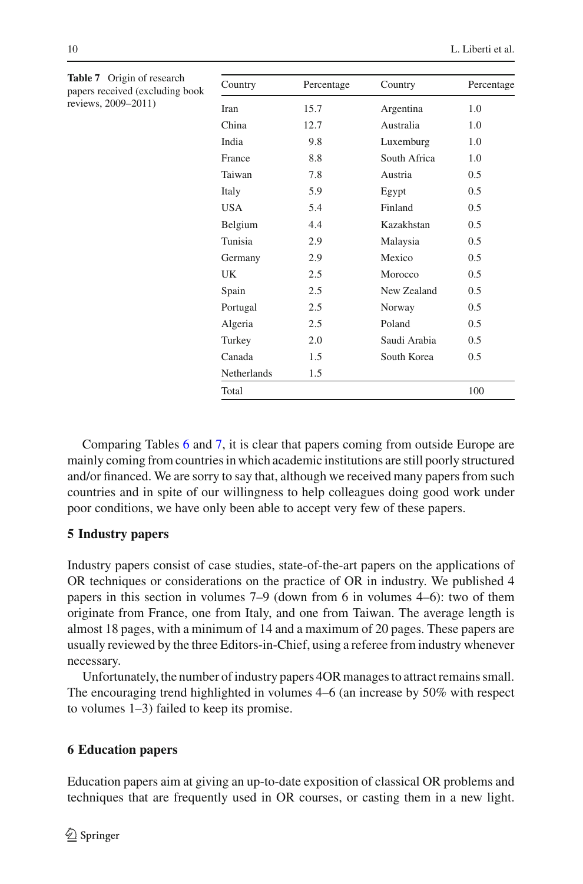**Table 7** Origin of research papers received (excluding book reviews, 2009–2011)

| Country | Percentage | Country | Percentage |
|---|---|---|---|
| Iran | 15.7 | Argentina | 1.0 |
| China | 12.7 | Australia | 1.0 |
| India | 9.8 | Luxemburg | 1.0 |
| France | 8.8 | South Africa | 1.0 |
| Taiwan | 7.8 | Austria | 0.5 |
| Italy | 5.9 | Egypt | 0.5 |
| USA | 5.4 | Finland | 0.5 |
| Belgium | 4.4 | Kazakhstan | 0.5 |
| Tunisia | 2.9 | Malaysia | 0.5 |
| Germany | 2.9 | Mexico | 0.5 |
| UK | 2.5 | Morocco | 0.5 |
| Spain | 2.5 | New Zealand | 0.5 |
| Portugal | 2.5 | Norway | 0.5 |
| Algeria | 2.5 | Poland | 0.5 |
| Turkey | 2.0 | Saudi Arabia | 0.5 |
| Canada | 1.5 | South Korea | 0.5 |
| Netherlands | 1.5 | | |
| Total | | | 100 |

Comparing Tables 6 and 7, it is clear that papers coming from outside Europe are mainly coming from countries in which academic institutions are still poorly structured and/or financed. We are sorry to say that, although we received many papers from such countries and in spite of our willingness to help colleagues doing good work under poor conditions, we have only been able to accept very few of these papers.

## 5 Industry papers

Industry papers consist of case studies, state-of-the-art papers on the applications of OR techniques or considerations on the practice of OR in industry. We published 4 papers in this section in volumes 7–9 (down from 6 in volumes 4–6): two of them originate from France, one from Italy, and one from Taiwan. The average length is almost 18 pages, with a minimum of 14 and a maximum of 20 pages. These papers are usually reviewed by the three Editors-in-Chief, using a referee from industry whenever necessary.

Unfortunately, the number of industry papers 4OR manages to attract remains small. The encouraging trend highlighted in volumes 4–6 (an increase by 50% with respect to volumes 1–3) failed to keep its promise.

## 6 Education papers

Education papers aim at giving an up-to-date exposition of classical OR problems and techniques that are frequently used in OR courses, or casting them in a new light.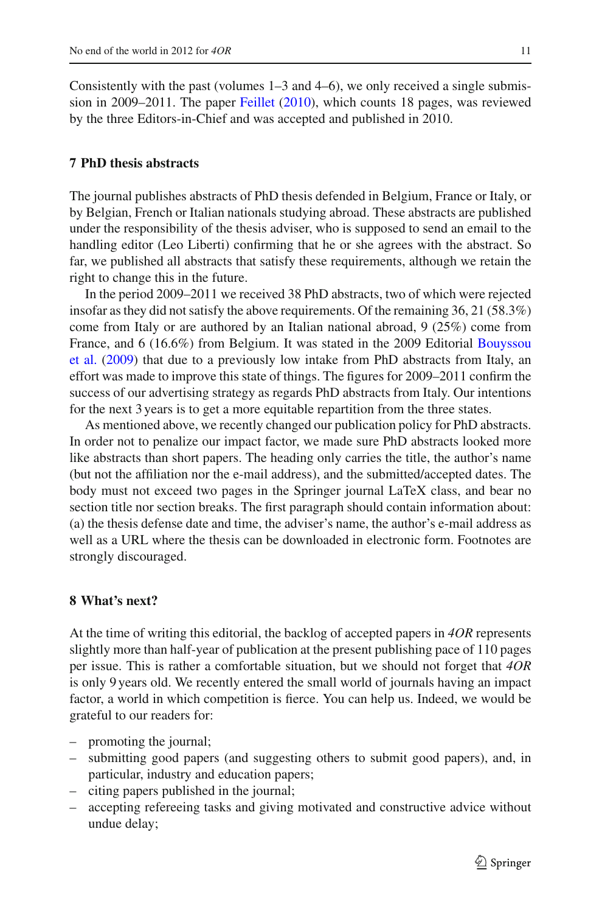Consistently with the past (volumes 1–3 and 4–6), we only received a single submission in 2009–2011. The paper Feillet (2010), which counts 18 pages, was reviewed by the three Editors-in-Chief and was accepted and published in 2010.

## 7 PhD thesis abstracts

The journal publishes abstracts of PhD thesis defended in Belgium, France or Italy, or by Belgian, French or Italian nationals studying abroad. These abstracts are published under the responsibility of the thesis adviser, who is supposed to send an email to the handling editor (Leo Liberti) confirming that he or she agrees with the abstract. So far, we published all abstracts that satisfy these requirements, although we retain the right to change this in the future.

In the period 2009–2011 we received 38 PhD abstracts, two of which were rejected insofar as they did not satisfy the above requirements. Of the remaining 36, 21 (58.3%) come from Italy or are authored by an Italian national abroad, 9 (25%) come from France, and 6 (16.6%) from Belgium. It was stated in the 2009 Editorial Bouyssou et al. (2009) that due to a previously low intake from PhD abstracts from Italy, an effort was made to improve this state of things. The figures for 2009–2011 confirm the success of our advertising strategy as regards PhD abstracts from Italy. Our intentions for the next 3 years is to get a more equitable repartition from the three states.

As mentioned above, we recently changed our publication policy for PhD abstracts. In order not to penalize our impact factor, we made sure PhD abstracts looked more like abstracts than short papers. The heading only carries the title, the author's name (but not the affiliation nor the e-mail address), and the submitted/accepted dates. The body must not exceed two pages in the Springer journal LaTeX class, and bear no section title nor section breaks. The first paragraph should contain information about: (a) the thesis defense date and time, the adviser's name, the author's e-mail address as well as a URL where the thesis can be downloaded in electronic form. Footnotes are strongly discouraged.

## 8 What's next?

At the time of writing this editorial, the backlog of accepted papers in *4OR* represents slightly more than half-year of publication at the present publishing pace of 110 pages per issue. This is rather a comfortable situation, but we should not forget that *4OR* is only 9 years old. We recently entered the small world of journals having an impact factor, a world in which competition is fierce. You can help us. Indeed, we would be grateful to our readers for:

- promoting the journal;
- submitting good papers (and suggesting others to submit good papers), and, in particular, industry and education papers;
- citing papers published in the journal;
- accepting refereeing tasks and giving motivated and constructive advice without undue delay;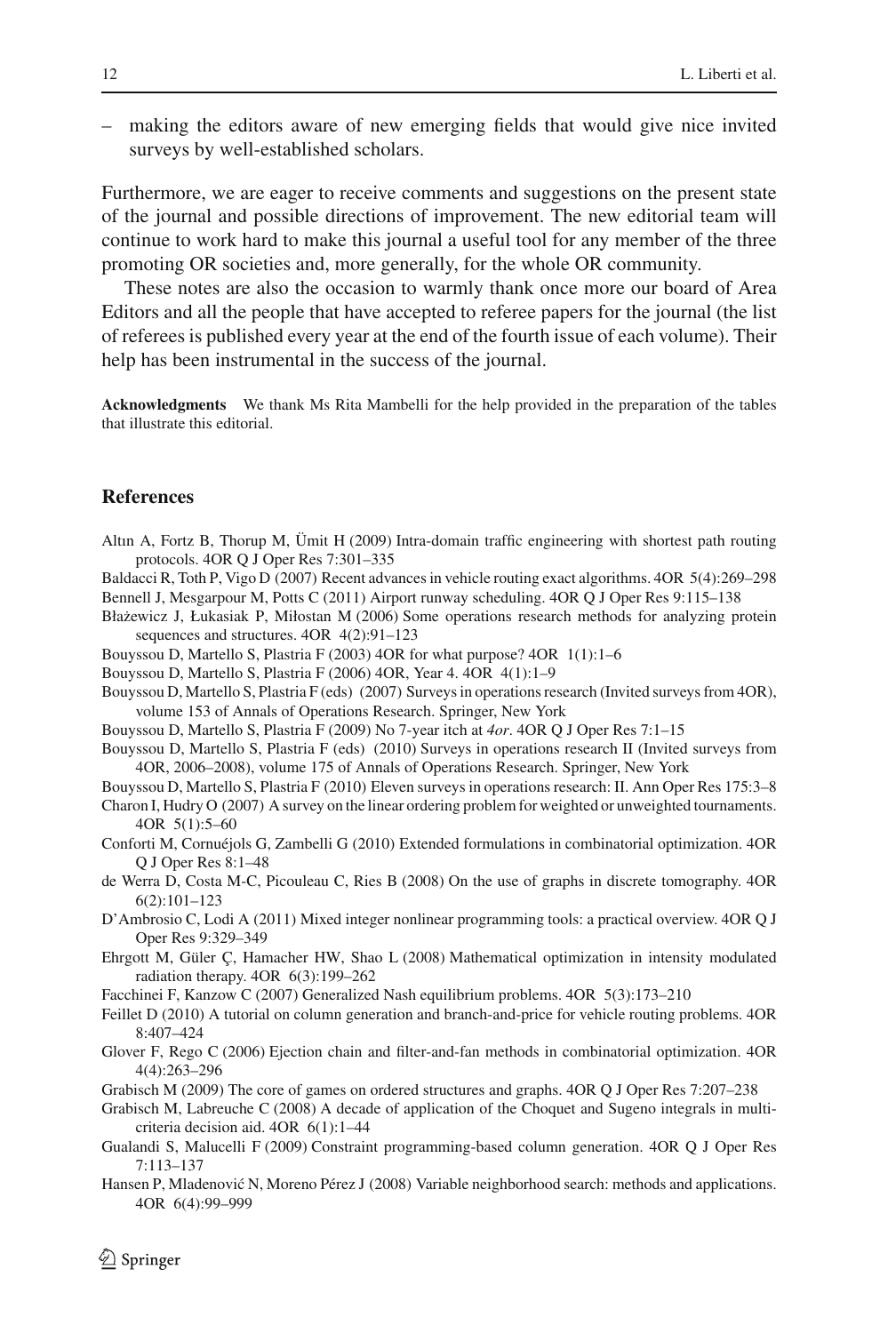– making the editors aware of new emerging fields that would give nice invited surveys by well-established scholars.

Furthermore, we are eager to receive comments and suggestions on the present state of the journal and possible directions of improvement. The new editorial team will continue to work hard to make this journal a useful tool for any member of the three promoting OR societies and, more generally, for the whole OR community.

These notes are also the occasion to warmly thank once more our board of Area Editors and all the people that have accepted to referee papers for the journal (the list of referees is published every year at the end of the fourth issue of each volume). Their help has been instrumental in the success of the journal.

**Acknowledgments** We thank Ms Rita Mambelli for the help provided in the preparation of the tables that illustrate this editorial.

## References

Altın A, Fortz B, Thorup M, Ümit H (2009) Intra-domain traffic engineering with shortest path routing protocols. 4OR Q J Oper Res 7:301–335

Baldacci R, Toth P, Vigo D (2007) Recent advances in vehicle routing exact algorithms. 4OR 5(4):269–298

Bennell J, Mesgarpour M, Potts C (2011) Airport runway scheduling. 4OR Q J Oper Res 9:115–138

Błażewicz J, Łukasiak P, Miłostan M (2006) Some operations research methods for analyzing protein sequences and structures. 4OR 4(2):91–123

Bouyssou D, Martello S, Plastria F (2003) 4OR for what purpose? 4OR 1(1):1–6

Bouyssou D, Martello S, Plastria F (2006) 4OR, Year 4. 4OR 4(1):1–9

Bouyssou D, Martello S, Plastria F (eds) (2007) Surveys in operations research (Invited surveys from 4OR), volume 153 of Annals of Operations Research. Springer, New York

Bouyssou D, Martello S, Plastria F (2009) No 7-year itch at *4or*. 4OR Q J Oper Res 7:1–15

Bouyssou D, Martello S, Plastria F (eds) (2010) Surveys in operations research II (Invited surveys from 4OR, 2006–2008), volume 175 of Annals of Operations Research. Springer, New York

Bouyssou D, Martello S, Plastria F (2010) Eleven surveys in operations research: II. Ann Oper Res 175:3–8

Charon I, Hudry O (2007) A survey on the linear ordering problem for weighted or unweighted tournaments. 4OR 5(1):5–60

Conforti M, Cornuéjols G, Zambelli G (2010) Extended formulations in combinatorial optimization. 4OR Q J Oper Res 8:1–48

de Werra D, Costa M-C, Picouleau C, Ries B (2008) On the use of graphs in discrete tomography. 4OR 6(2):101–123

D'Ambrosio C, Lodi A (2011) Mixed integer nonlinear programming tools: a practical overview. 4OR Q J Oper Res 9:329–349

Ehrgott M, Güler Ç, Hamacher HW, Shao L (2008) Mathematical optimization in intensity modulated radiation therapy. 4OR 6(3):199–262

Facchinei F, Kanzow C (2007) Generalized Nash equilibrium problems. 4OR 5(3):173–210

Feillet D (2010) A tutorial on column generation and branch-and-price for vehicle routing problems. 4OR 8:407–424

Glover F, Rego C (2006) Ejection chain and filter-and-fan methods in combinatorial optimization. 4OR 4(4):263–296

Grabisch M (2009) The core of games on ordered structures and graphs. 4OR Q J Oper Res 7:207–238

Grabisch M, Labreuche C (2008) A decade of application of the Choquet and Sugeno integrals in multi-criteria decision aid. 4OR 6(1):1–44

Gualandi S, Malucelli F (2009) Constraint programming-based column generation. 4OR Q J Oper Res 7:113–137

Hansen P, Mladenović N, Moreno Pérez J (2008) Variable neighborhood search: methods and applications. 4OR 6(4):99–999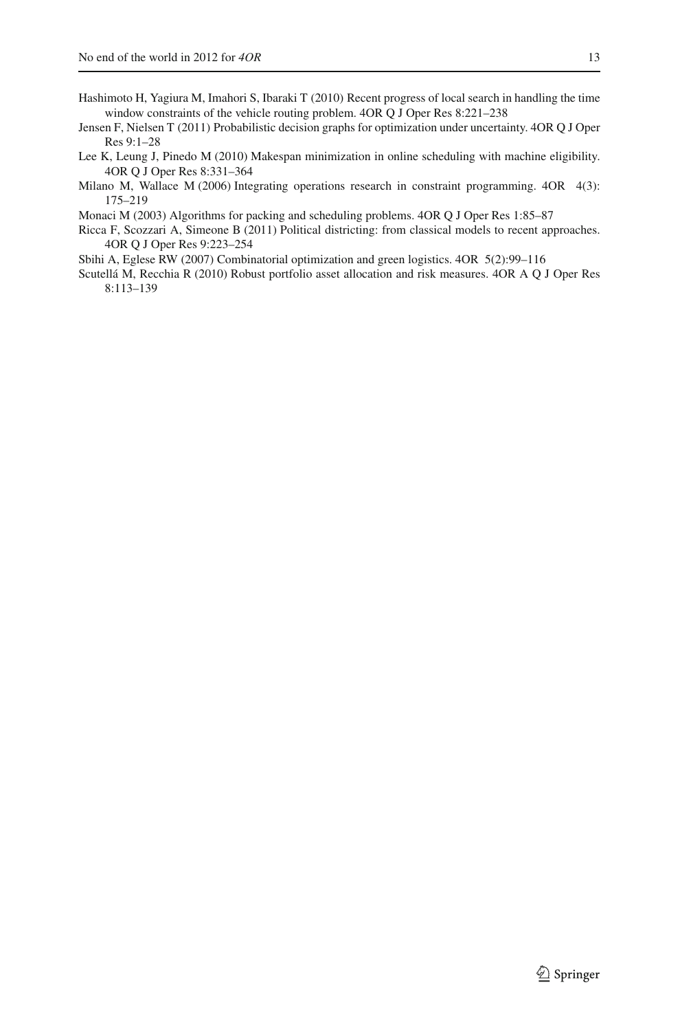Hashimoto H, Yagiura M, Imahori S, Ibaraki T (2010) Recent progress of local search in handling the time window constraints of the vehicle routing problem. 4OR Q J Oper Res 8:221–238

Jensen F, Nielsen T (2011) Probabilistic decision graphs for optimization under uncertainty. 4OR Q J Oper Res 9:1–28

Lee K, Leung J, Pinedo M (2010) Makespan minimization in online scheduling with machine eligibility. 4OR Q J Oper Res 8:331–364

Milano M, Wallace M (2006) Integrating operations research in constraint programming. 4OR 4(3): 175–219

Monaci M (2003) Algorithms for packing and scheduling problems. 4OR Q J Oper Res 1:85–87

Ricca F, Scozzari A, Simeone B (2011) Political districting: from classical models to recent approaches. 4OR Q J Oper Res 9:223–254

Sbihi A, Eglese RW (2007) Combinatorial optimization and green logistics. 4OR 5(2):99–116

Scutellá M, Recchia R (2010) Robust portfolio asset allocation and risk measures. 4OR A Q J Oper Res 8:113–139